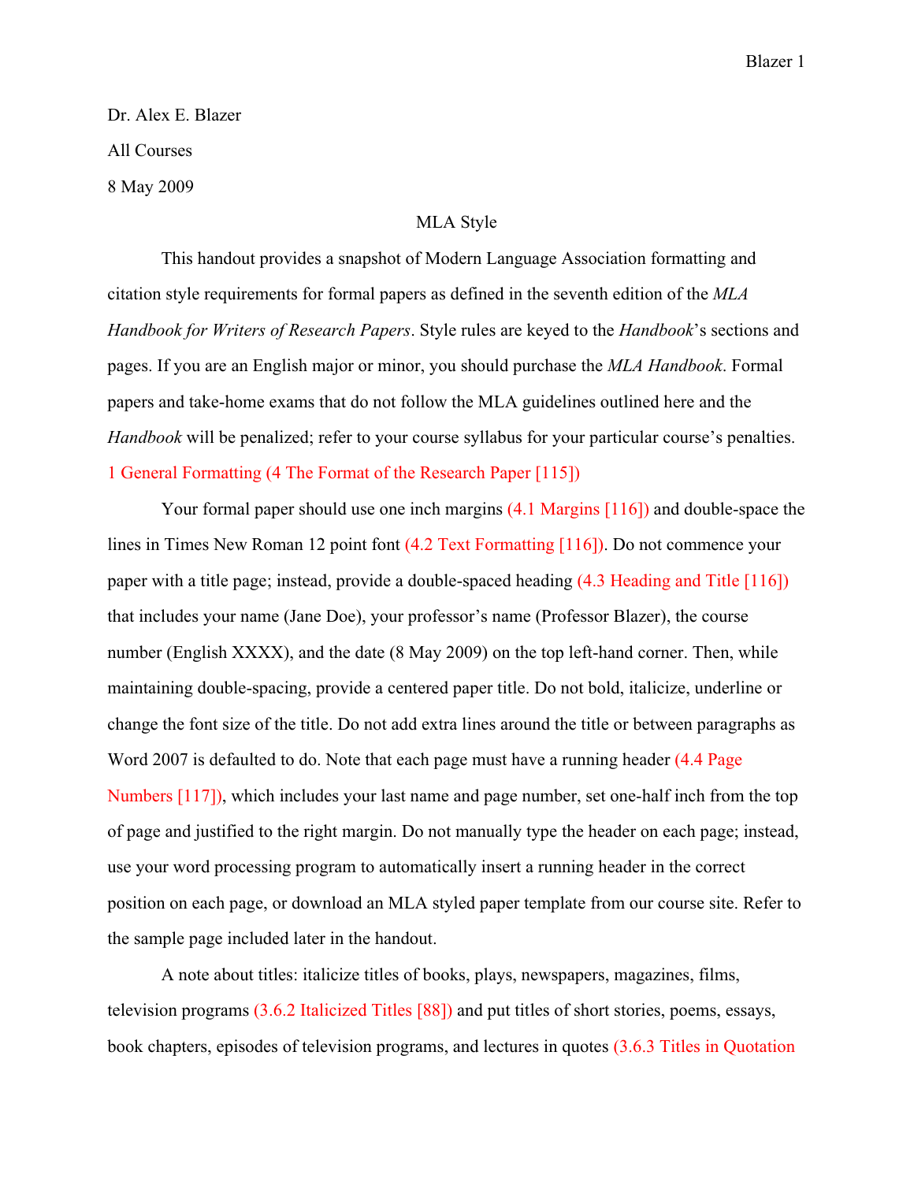Dr. Alex E. Blazer

All Courses

8 May 2009

MLA Style

This handout provides a snapshot of Modern Language Association formatting and citation style requirements for formal papers as defined in the seventh edition of the *MLA Handbook for Writers of Research Papers*. Style rules are keyed to the *Handbook*'s sections and pages. If you are an English major or minor, you should purchase the *MLA Handbook*. Formal papers and take-home exams that do not follow the MLA guidelines outlined here and the *Handbook* will be penalized; refer to your course syllabus for your particular course's penalties.

## 1 General Formatting (4 The Format of the Research Paper [115])

Your formal paper should use one inch margins (4.1 Margins [116]) and double-space the lines in Times New Roman 12 point font (4.2 Text Formatting [116]). Do not commence your paper with a title page; instead, provide a double-spaced heading (4.3 Heading and Title [116]) that includes your name (Jane Doe), your professor's name (Professor Blazer), the course number (English XXXX), and the date (8 May 2009) on the top left-hand corner. Then, while maintaining double-spacing, provide a centered paper title. Do not bold, italicize, underline or change the font size of the title. Do not add extra lines around the title or between paragraphs as Word 2007 is defaulted to do. Note that each page must have a running header (4.4 Page Numbers [117]), which includes your last name and page number, set one-half inch from the top of page and justified to the right margin. Do not manually type the header on each page; instead, use your word processing program to automatically insert a running header in the correct position on each page, or download an MLA styled paper template from our course site. Refer to the sample page included later in the handout.

A note about titles: italicize titles of books, plays, newspapers, magazines, films, television programs (3.6.2 Italicized Titles [88]) and put titles of short stories, poems, essays, book chapters, episodes of television programs, and lectures in quotes (3.6.3 Titles in Quotation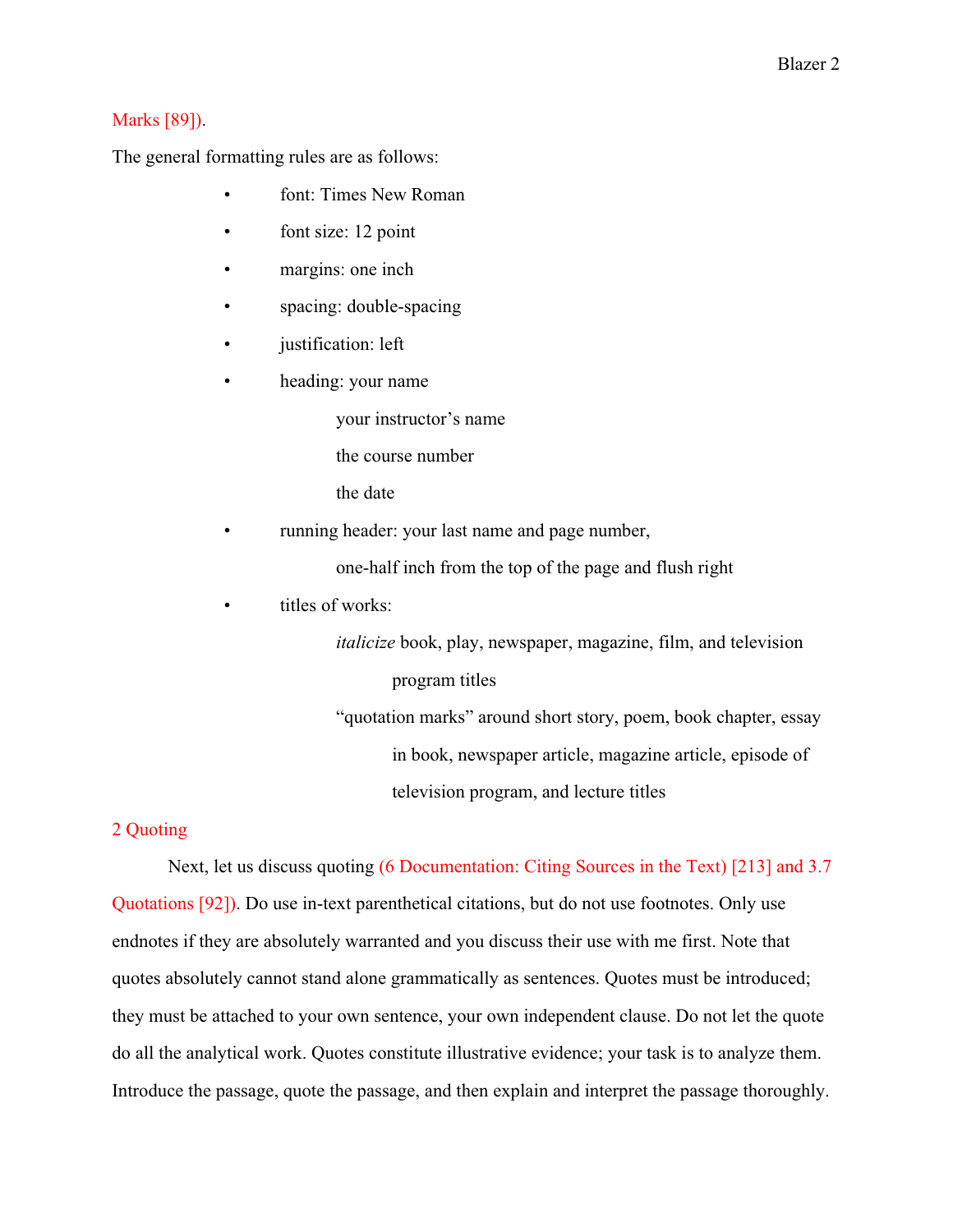Marks [89]).

The general formatting rules are as follows:

- font: Times New Roman
- font size: 12 point
- margins: one inch
- spacing: double-spacing
- justification: left
- heading: your name

  your instructor's name

  the course number

  the date
- running header: your last name and page number,

  one-half inch from the top of the page and flush right
- titles of works:

  *italicize* book, play, newspaper, magazine, film, and television program titles

  "quotation marks" around short story, poem, book chapter, essay in book, newspaper article, magazine article, episode of television program, and lecture titles

## 2 Quoting

Next, let us discuss quoting (6 Documentation: Citing Sources in the Text) [213] and 3.7 Quotations [92]). Do use in-text parenthetical citations, but do not use footnotes. Only use endnotes if they are absolutely warranted and you discuss their use with me first. Note that quotes absolutely cannot stand alone grammatically as sentences. Quotes must be introduced; they must be attached to your own sentence, your own independent clause. Do not let the quote do all the analytical work. Quotes constitute illustrative evidence; your task is to analyze them. Introduce the passage, quote the passage, and then explain and interpret the passage thoroughly.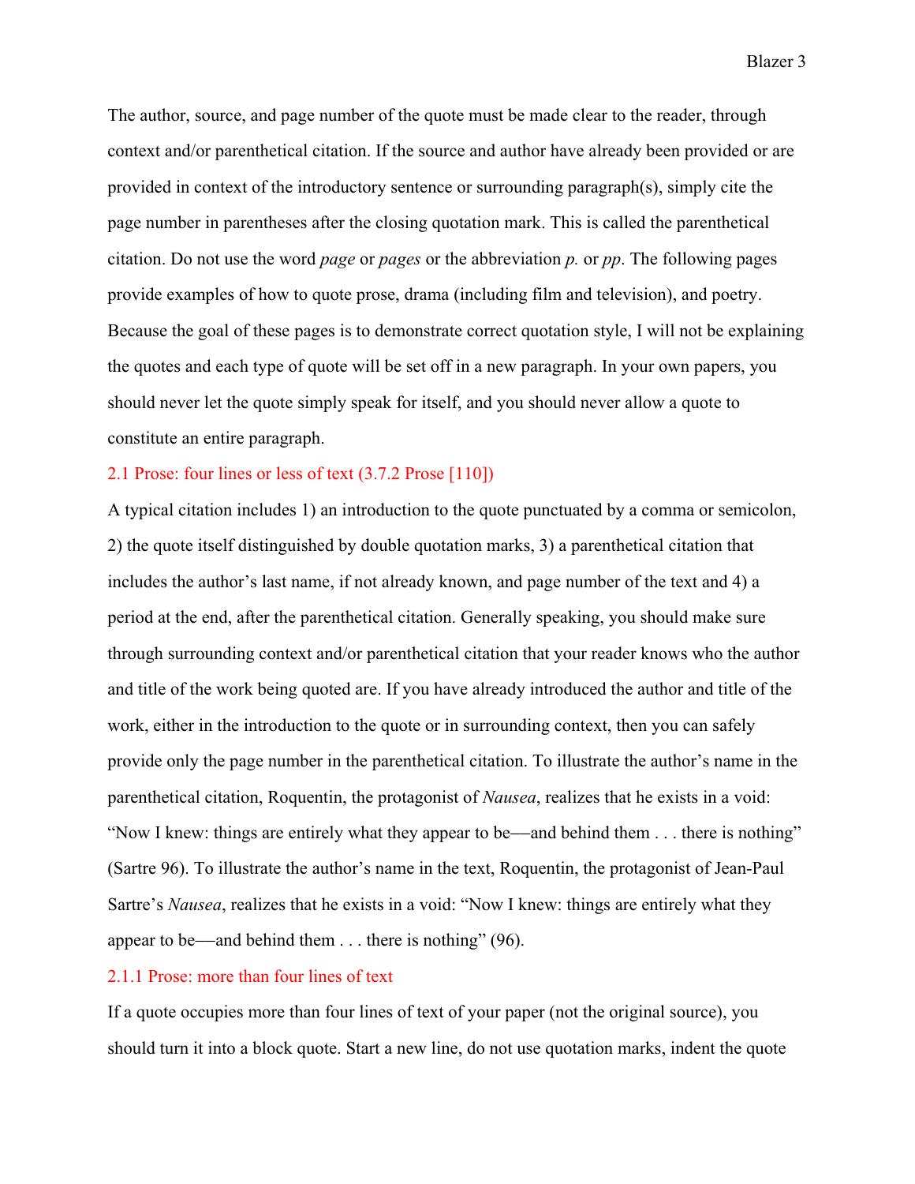The author, source, and page number of the quote must be made clear to the reader, through context and/or parenthetical citation. If the source and author have already been provided or are provided in context of the introductory sentence or surrounding paragraph(s), simply cite the page number in parentheses after the closing quotation mark. This is called the parenthetical citation. Do not use the word *page* or *pages* or the abbreviation *p.* or *pp*. The following pages provide examples of how to quote prose, drama (including film and television), and poetry. Because the goal of these pages is to demonstrate correct quotation style, I will not be explaining the quotes and each type of quote will be set off in a new paragraph. In your own papers, you should never let the quote simply speak for itself, and you should never allow a quote to constitute an entire paragraph.

## 2.1 Prose: four lines or less of text (3.7.2 Prose [110])

A typical citation includes 1) an introduction to the quote punctuated by a comma or semicolon, 2) the quote itself distinguished by double quotation marks, 3) a parenthetical citation that includes the author's last name, if not already known, and page number of the text and 4) a period at the end, after the parenthetical citation. Generally speaking, you should make sure through surrounding context and/or parenthetical citation that your reader knows who the author and title of the work being quoted are. If you have already introduced the author and title of the work, either in the introduction to the quote or in surrounding context, then you can safely provide only the page number in the parenthetical citation. To illustrate the author's name in the parenthetical citation, Roquentin, the protagonist of *Nausea*, realizes that he exists in a void: "Now I knew: things are entirely what they appear to be—and behind them . . . there is nothing" (Sartre 96). To illustrate the author's name in the text, Roquentin, the protagonist of Jean-Paul Sartre's *Nausea*, realizes that he exists in a void: "Now I knew: things are entirely what they appear to be—and behind them . . . there is nothing" (96).

### 2.1.1 Prose: more than four lines of text

If a quote occupies more than four lines of text of your paper (not the original source), you should turn it into a block quote. Start a new line, do not use quotation marks, indent the quote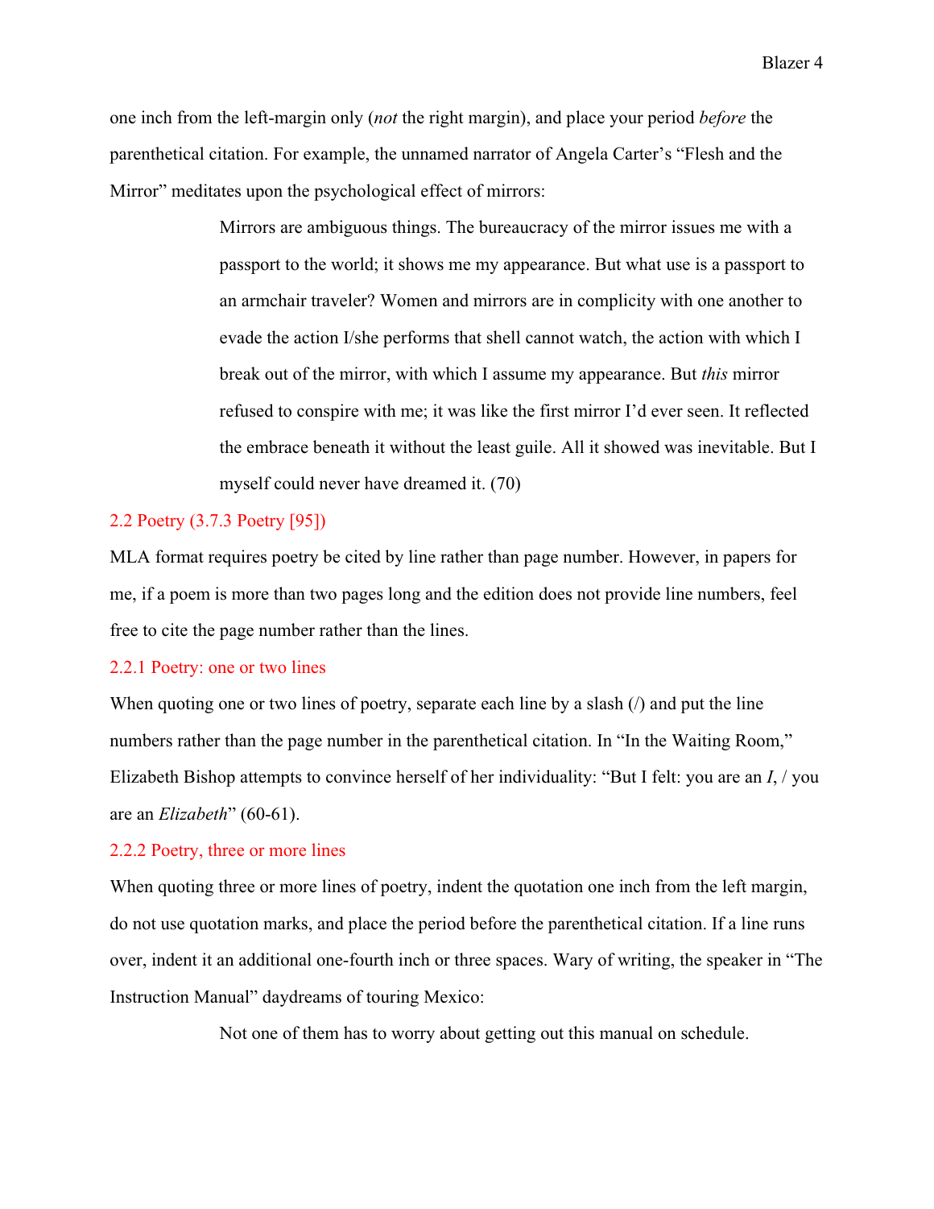one inch from the left-margin only (*not* the right margin), and place your period *before* the parenthetical citation. For example, the unnamed narrator of Angela Carter's "Flesh and the Mirror" meditates upon the psychological effect of mirrors:

> Mirrors are ambiguous things. The bureaucracy of the mirror issues me with a passport to the world; it shows me my appearance. But what use is a passport to an armchair traveler? Women and mirrors are in complicity with one another to evade the action I/she performs that shell cannot watch, the action with which I break out of the mirror, with which I assume my appearance. But *this* mirror refused to conspire with me; it was like the first mirror I'd ever seen. It reflected the embrace beneath it without the least guile. All it showed was inevitable. But I myself could never have dreamed it. (70)

### 2.2 Poetry (3.7.3 Poetry [95])

MLA format requires poetry be cited by line rather than page number. However, in papers for me, if a poem is more than two pages long and the edition does not provide line numbers, feel free to cite the page number rather than the lines.

#### 2.2.1 Poetry: one or two lines

When quoting one or two lines of poetry, separate each line by a slash (/) and put the line numbers rather than the page number in the parenthetical citation. In "In the Waiting Room," Elizabeth Bishop attempts to convince herself of her individuality: "But I felt: you are an *I*, / you are an *Elizabeth*" (60-61).

#### 2.2.2 Poetry, three or more lines

When quoting three or more lines of poetry, indent the quotation one inch from the left margin, do not use quotation marks, and place the period before the parenthetical citation. If a line runs over, indent it an additional one-fourth inch or three spaces. Wary of writing, the speaker in "The Instruction Manual" daydreams of touring Mexico:

> Not one of them has to worry about getting out this manual on schedule.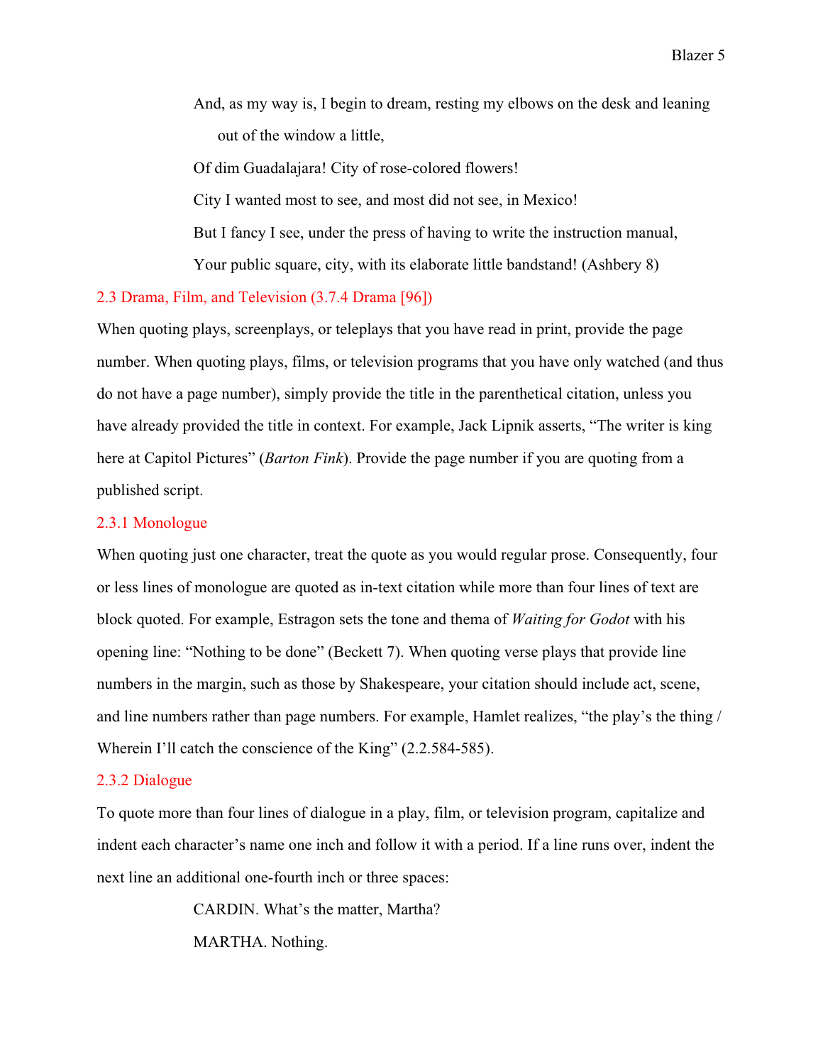And, as my way is, I begin to dream, resting my elbows on the desk and leaning out of the window a little,

Of dim Guadalajara! City of rose-colored flowers!

City I wanted most to see, and most did not see, in Mexico!

But I fancy I see, under the press of having to write the instruction manual,

Your public square, city, with its elaborate little bandstand! (Ashbery 8)

### 2.3 Drama, Film, and Television (3.7.4 Drama [96])

When quoting plays, screenplays, or teleplays that you have read in print, provide the page number. When quoting plays, films, or television programs that you have only watched (and thus do not have a page number), simply provide the title in the parenthetical citation, unless you have already provided the title in context. For example, Jack Lipnik asserts, "The writer is king here at Capitol Pictures" (*Barton Fink*). Provide the page number if you are quoting from a published script.

#### 2.3.1 Monologue

When quoting just one character, treat the quote as you would regular prose. Consequently, four or less lines of monologue are quoted as in-text citation while more than four lines of text are block quoted. For example, Estragon sets the tone and thema of *Waiting for Godot* with his opening line: "Nothing to be done" (Beckett 7). When quoting verse plays that provide line numbers in the margin, such as those by Shakespeare, your citation should include act, scene, and line numbers rather than page numbers. For example, Hamlet realizes, "the play's the thing / Wherein I'll catch the conscience of the King" (2.2.584-585).

#### 2.3.2 Dialogue

To quote more than four lines of dialogue in a play, film, or television program, capitalize and indent each character's name one inch and follow it with a period. If a line runs over, indent the next line an additional one-fourth inch or three spaces:

CARDIN. What's the matter, Martha?

MARTHA. Nothing.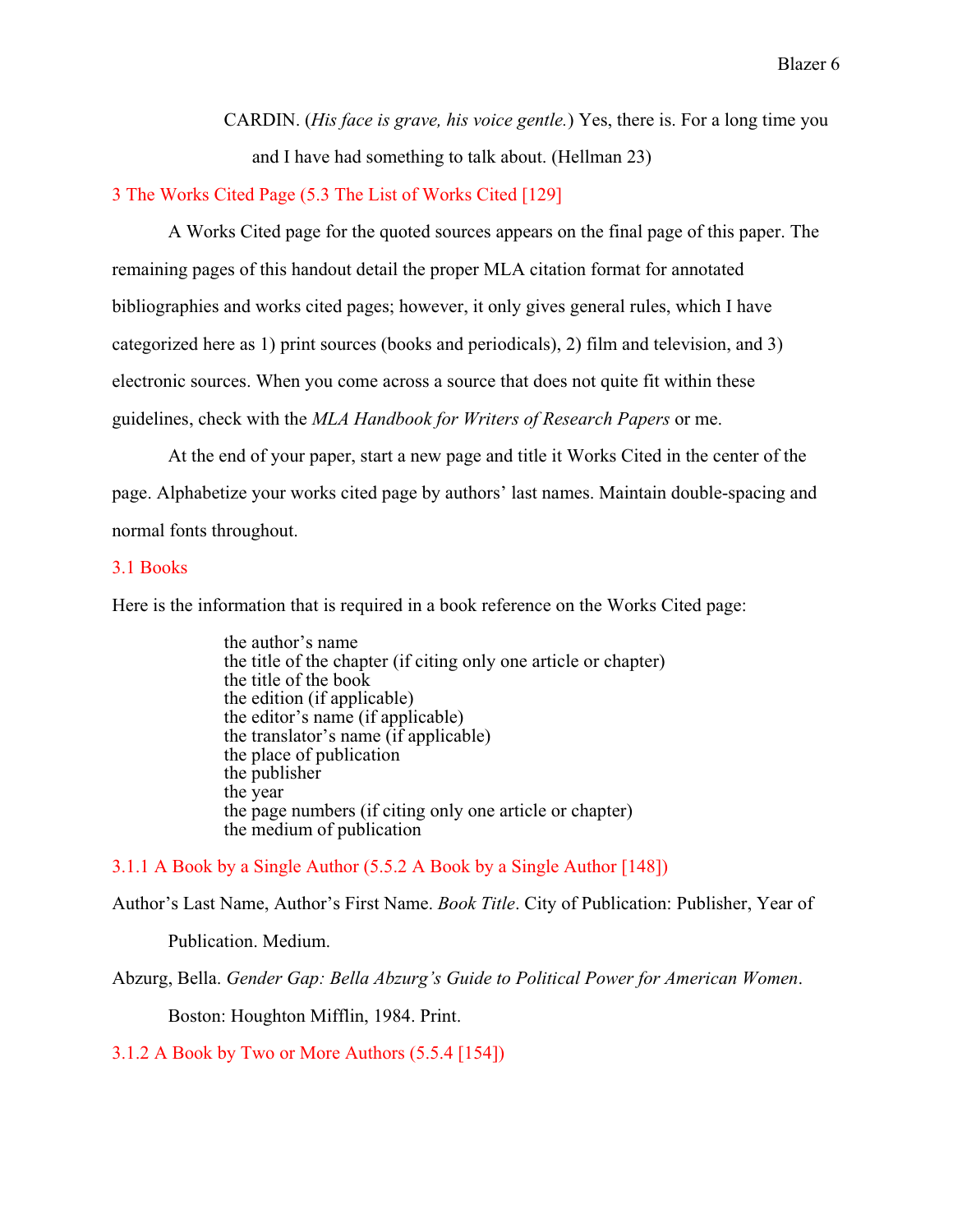CARDIN. (*His face is grave, his voice gentle.*) Yes, there is. For a long time you and I have had something to talk about. (Hellman 23)

## 3 The Works Cited Page (5.3 The List of Works Cited [129]

A Works Cited page for the quoted sources appears on the final page of this paper. The remaining pages of this handout detail the proper MLA citation format for annotated bibliographies and works cited pages; however, it only gives general rules, which I have categorized here as 1) print sources (books and periodicals), 2) film and television, and 3) electronic sources. When you come across a source that does not quite fit within these guidelines, check with the *MLA Handbook for Writers of Research Papers* or me.

At the end of your paper, start a new page and title it Works Cited in the center of the page. Alphabetize your works cited page by authors' last names. Maintain double-spacing and normal fonts throughout.

### 3.1 Books

Here is the information that is required in a book reference on the Works Cited page:

the author's name
the title of the chapter (if citing only one article or chapter)
the title of the book
the edition (if applicable)
the editor's name (if applicable)
the translator's name (if applicable)
the place of publication
the publisher
the year
the page numbers (if citing only one article or chapter)
the medium of publication

#### 3.1.1 A Book by a Single Author (5.5.2 A Book by a Single Author [148])

Author's Last Name, Author's First Name. *Book Title*. City of Publication: Publisher, Year of Publication. Medium.

Abzurg, Bella. *Gender Gap: Bella Abzurg's Guide to Political Power for American Women*. Boston: Houghton Mifflin, 1984. Print.

#### 3.1.2 A Book by Two or More Authors (5.5.4 [154])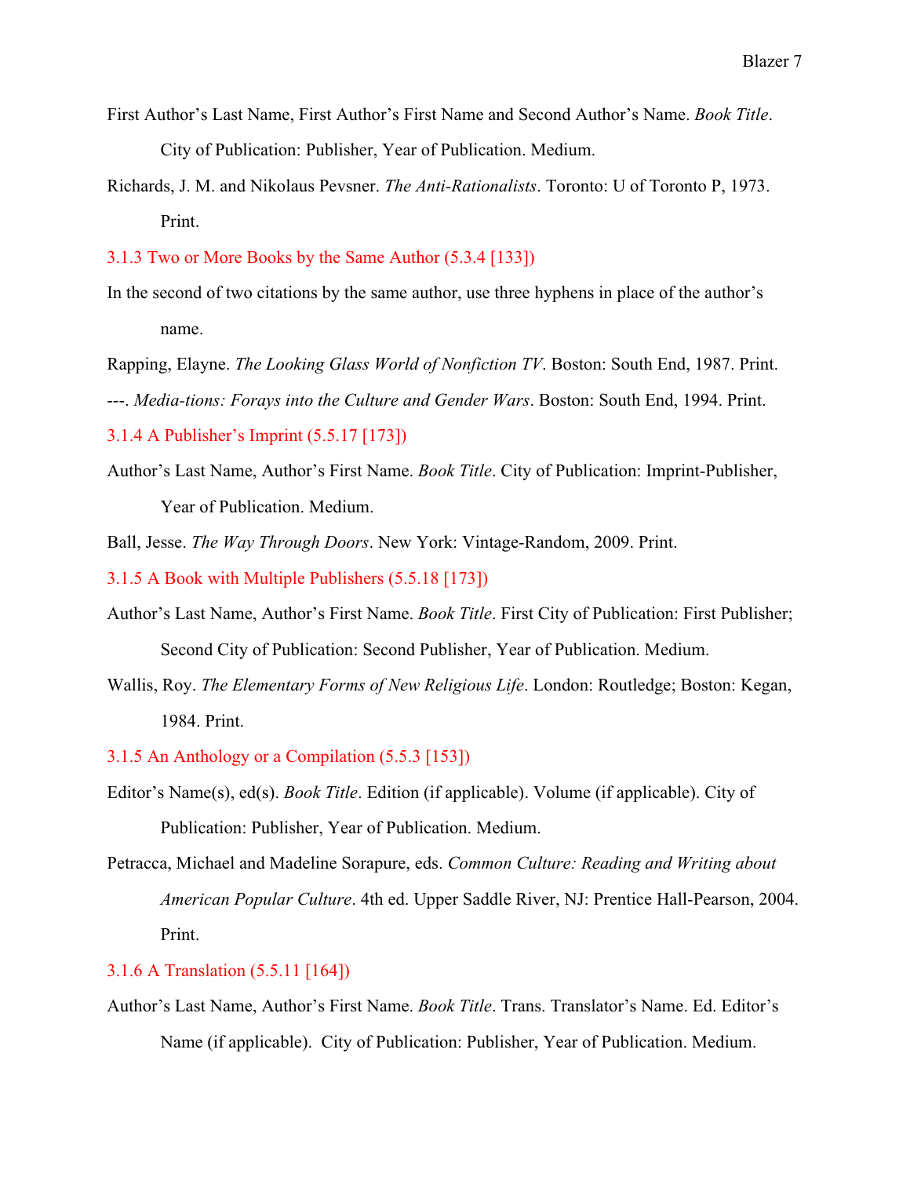First Author's Last Name, First Author's First Name and Second Author's Name. *Book Title*. City of Publication: Publisher, Year of Publication. Medium.

Richards, J. M. and Nikolaus Pevsner. *The Anti-Rationalists*. Toronto: U of Toronto P, 1973. Print.

### 3.1.3 Two or More Books by the Same Author (5.3.4 [133])

In the second of two citations by the same author, use three hyphens in place of the author's name.

Rapping, Elayne. *The Looking Glass World of Nonfiction TV*. Boston: South End, 1987. Print.

---. *Media-tions: Forays into the Culture and Gender Wars*. Boston: South End, 1994. Print.

### 3.1.4 A Publisher's Imprint (5.5.17 [173])

Author's Last Name, Author's First Name. *Book Title*. City of Publication: Imprint-Publisher, Year of Publication. Medium.

Ball, Jesse. *The Way Through Doors*. New York: Vintage-Random, 2009. Print.

### 3.1.5 A Book with Multiple Publishers (5.5.18 [173])

Author's Last Name, Author's First Name. *Book Title*. First City of Publication: First Publisher; Second City of Publication: Second Publisher, Year of Publication. Medium.

Wallis, Roy. *The Elementary Forms of New Religious Life*. London: Routledge; Boston: Kegan, 1984. Print.

### 3.1.5 An Anthology or a Compilation (5.5.3 [153])

Editor's Name(s), ed(s). *Book Title*. Edition (if applicable). Volume (if applicable). City of Publication: Publisher, Year of Publication. Medium.

Petracca, Michael and Madeline Sorapure, eds. *Common Culture: Reading and Writing about American Popular Culture*. 4th ed. Upper Saddle River, NJ: Prentice Hall-Pearson, 2004. Print.

### 3.1.6 A Translation (5.5.11 [164])

Author's Last Name, Author's First Name. *Book Title*. Trans. Translator's Name. Ed. Editor's Name (if applicable). City of Publication: Publisher, Year of Publication. Medium.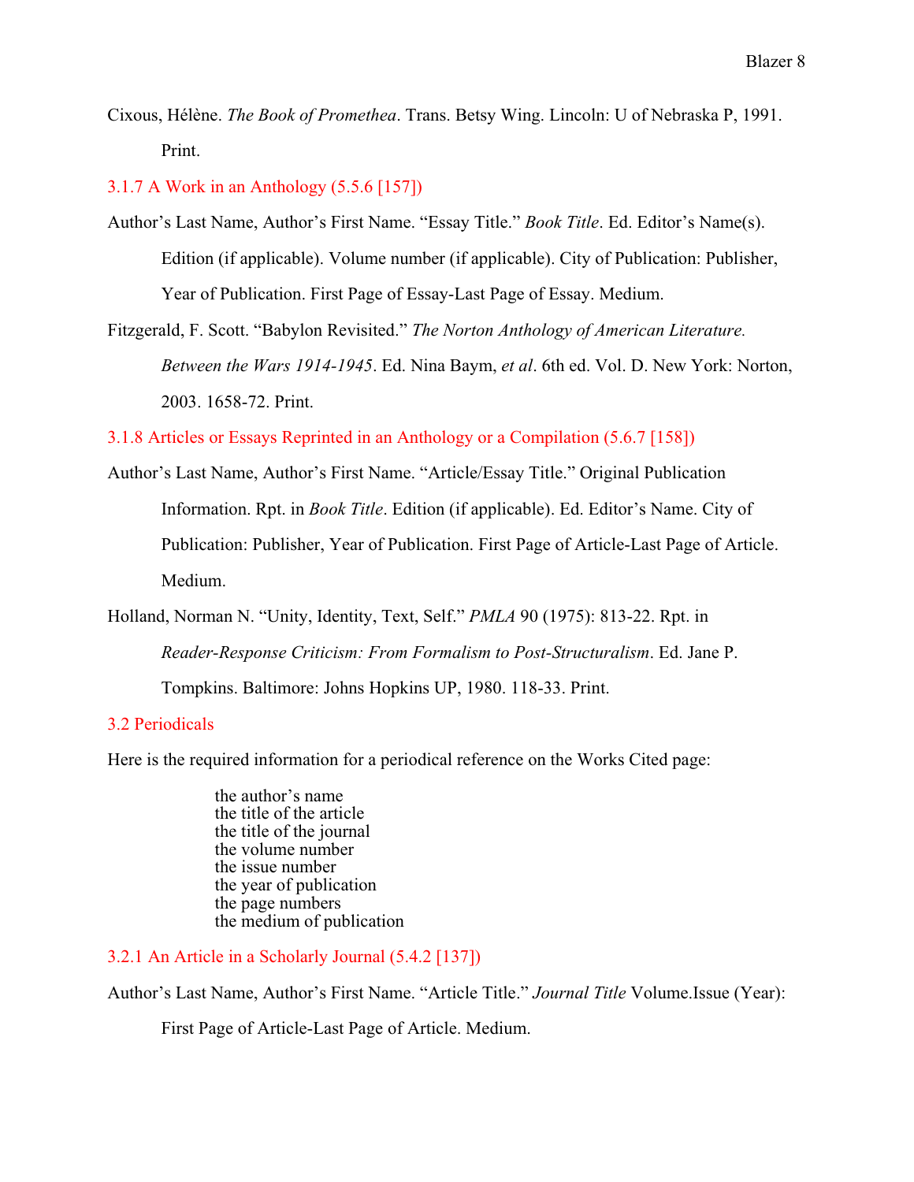Cixous, Hélène. *The Book of Promethea*. Trans. Betsy Wing. Lincoln: U of Nebraska P, 1991. Print.

### 3.1.7 A Work in an Anthology (5.5.6 [157])

Author's Last Name, Author's First Name. "Essay Title." *Book Title*. Ed. Editor's Name(s). Edition (if applicable). Volume number (if applicable). City of Publication: Publisher, Year of Publication. First Page of Essay-Last Page of Essay. Medium.

Fitzgerald, F. Scott. "Babylon Revisited." *The Norton Anthology of American Literature. Between the Wars 1914-1945*. Ed. Nina Baym, *et al*. 6th ed. Vol. D. New York: Norton, 2003. 1658-72. Print.

### 3.1.8 Articles or Essays Reprinted in an Anthology or a Compilation (5.6.7 [158])

Author's Last Name, Author's First Name. "Article/Essay Title." Original Publication Information. Rpt. in *Book Title*. Edition (if applicable). Ed. Editor's Name. City of Publication: Publisher, Year of Publication. First Page of Article-Last Page of Article. Medium.

Holland, Norman N. "Unity, Identity, Text, Self." *PMLA* 90 (1975): 813-22. Rpt. in *Reader-Response Criticism: From Formalism to Post-Structuralism*. Ed. Jane P. Tompkins. Baltimore: Johns Hopkins UP, 1980. 118-33. Print.

## 3.2 Periodicals

Here is the required information for a periodical reference on the Works Cited page:

the author's name
the title of the article
the title of the journal
the volume number
the issue number
the year of publication
the page numbers
the medium of publication

### 3.2.1 An Article in a Scholarly Journal (5.4.2 [137])

Author's Last Name, Author's First Name. "Article Title." *Journal Title* Volume.Issue (Year): First Page of Article-Last Page of Article. Medium.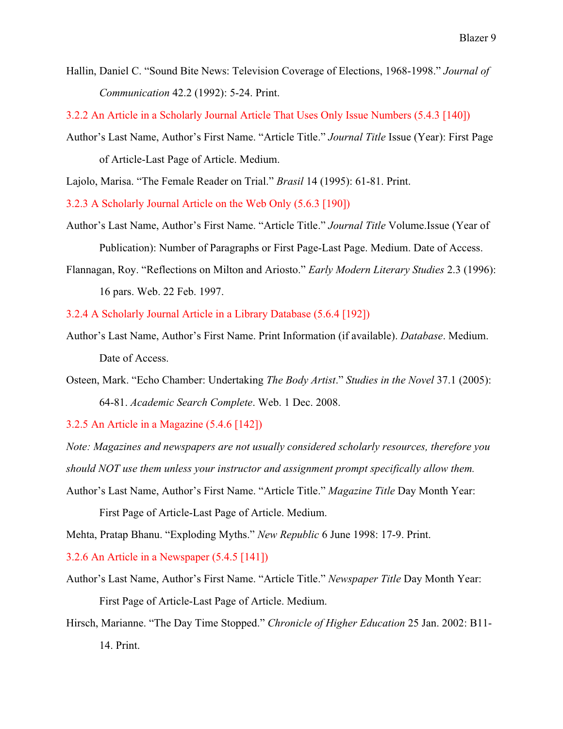Hallin, Daniel C. “Sound Bite News: Television Coverage of Elections, 1968-1998.” *Journal of Communication* 42.2 (1992): 5-24. Print.

### 3.2.2 An Article in a Scholarly Journal Article That Uses Only Issue Numbers (5.4.3 [140])

Author’s Last Name, Author’s First Name. “Article Title.” *Journal Title* Issue (Year): First Page of Article-Last Page of Article. Medium.

Lajolo, Marisa. “The Female Reader on Trial.” *Brasil* 14 (1995): 61-81. Print.

### 3.2.3 A Scholarly Journal Article on the Web Only (5.6.3 [190])

Author’s Last Name, Author’s First Name. “Article Title.” *Journal Title* Volume.Issue (Year of Publication): Number of Paragraphs or First Page-Last Page. Medium. Date of Access.

Flannagan, Roy. “Reflections on Milton and Ariosto.” *Early Modern Literary Studies* 2.3 (1996): 16 pars. Web. 22 Feb. 1997.

### 3.2.4 A Scholarly Journal Article in a Library Database (5.6.4 [192])

Author’s Last Name, Author’s First Name. Print Information (if available). *Database*. Medium. Date of Access.

Osteen, Mark. “Echo Chamber: Undertaking *The Body Artist*.” *Studies in the Novel* 37.1 (2005): 64-81. *Academic Search Complete*. Web. 1 Dec. 2008.

### 3.2.5 An Article in a Magazine (5.4.6 [142])

*Note: Magazines and newspapers are not usually considered scholarly resources, therefore you should NOT use them unless your instructor and assignment prompt specifically allow them.*

Author’s Last Name, Author’s First Name. “Article Title.” *Magazine Title* Day Month Year: First Page of Article-Last Page of Article. Medium.

Mehta, Pratap Bhanu. “Exploding Myths.” *New Republic* 6 June 1998: 17-9. Print.

### 3.2.6 An Article in a Newspaper (5.4.5 [141])

Author’s Last Name, Author’s First Name. “Article Title.” *Newspaper Title* Day Month Year: First Page of Article-Last Page of Article. Medium.

Hirsch, Marianne. “The Day Time Stopped.” *Chronicle of Higher Education* 25 Jan. 2002: B11-14. Print.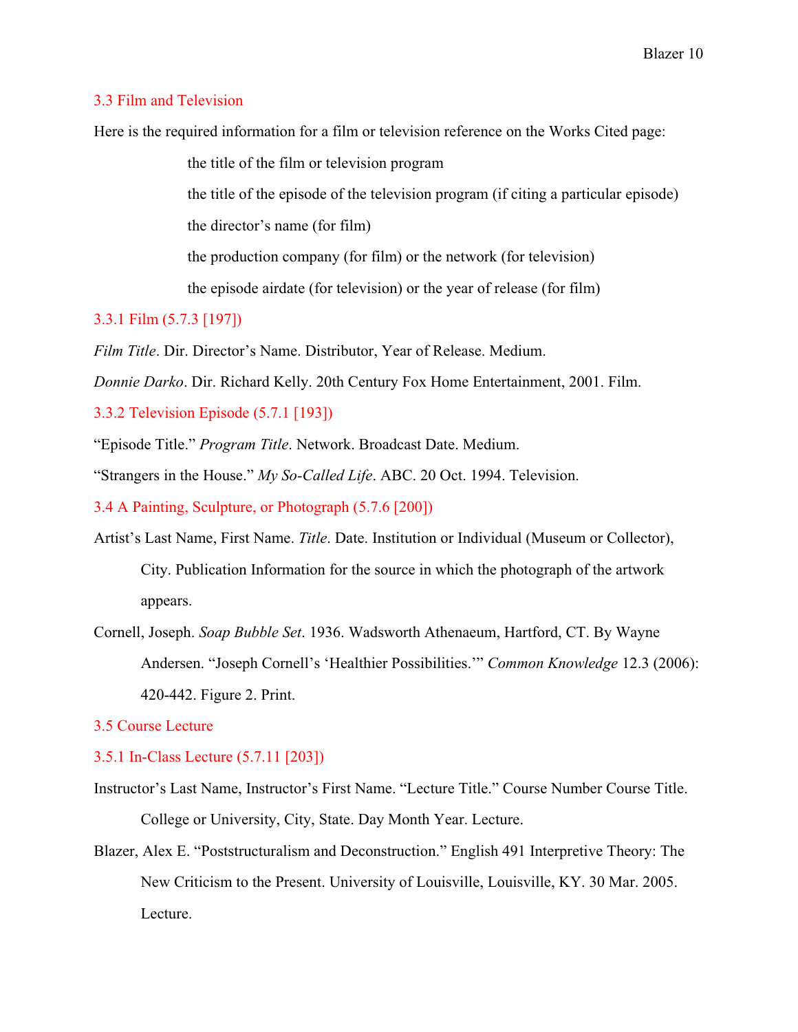### 3.3 Film and Television

Here is the required information for a film or television reference on the Works Cited page:

- the title of the film or television program
- the title of the episode of the television program (if citing a particular episode)
- the director's name (for film)
- the production company (for film) or the network (for television)
- the episode airdate (for television) or the year of release (for film)

#### 3.3.1 Film (5.7.3 [197])

*Film Title*. Dir. Director's Name. Distributor, Year of Release. Medium.

*Donnie Darko*. Dir. Richard Kelly. 20th Century Fox Home Entertainment, 2001. Film.

#### 3.3.2 Television Episode (5.7.1 [193])

"Episode Title." *Program Title*. Network. Broadcast Date. Medium.

"Strangers in the House." *My So-Called Life*. ABC. 20 Oct. 1994. Television.

### 3.4 A Painting, Sculpture, or Photograph (5.7.6 [200])

Artist's Last Name, First Name. *Title*. Date. Institution or Individual (Museum or Collector), City. Publication Information for the source in which the photograph of the artwork appears.

Cornell, Joseph. *Soap Bubble Set*. 1936. Wadsworth Athenaeum, Hartford, CT. By Wayne Andersen. "Joseph Cornell's 'Healthier Possibilities.'" *Common Knowledge* 12.3 (2006): 420-442. Figure 2. Print.

### 3.5 Course Lecture

#### 3.5.1 In-Class Lecture (5.7.11 [203])

Instructor's Last Name, Instructor's First Name. "Lecture Title." Course Number Course Title. College or University, City, State. Day Month Year. Lecture.

Blazer, Alex E. "Poststructuralism and Deconstruction." English 491 Interpretive Theory: The New Criticism to the Present. University of Louisville, Louisville, KY. 30 Mar. 2005. Lecture.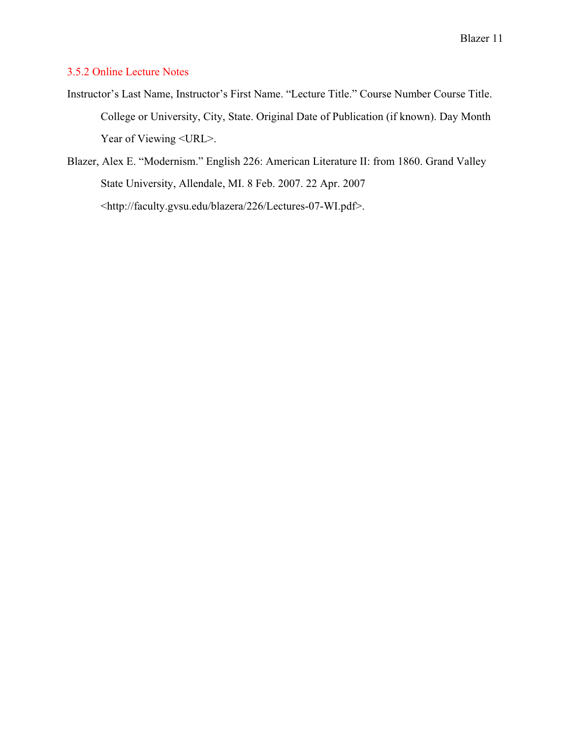### 3.5.2 Online Lecture Notes

Instructor's Last Name, Instructor's First Name. "Lecture Title." Course Number Course Title. College or University, City, State. Original Date of Publication (if known). Day Month Year of Viewing <URL>.

Blazer, Alex E. "Modernism." English 226: American Literature II: from 1860. Grand Valley State University, Allendale, MI. 8 Feb. 2007. 22 Apr. 2007 <http://faculty.gvsu.edu/blazera/226/Lectures-07-WI.pdf>.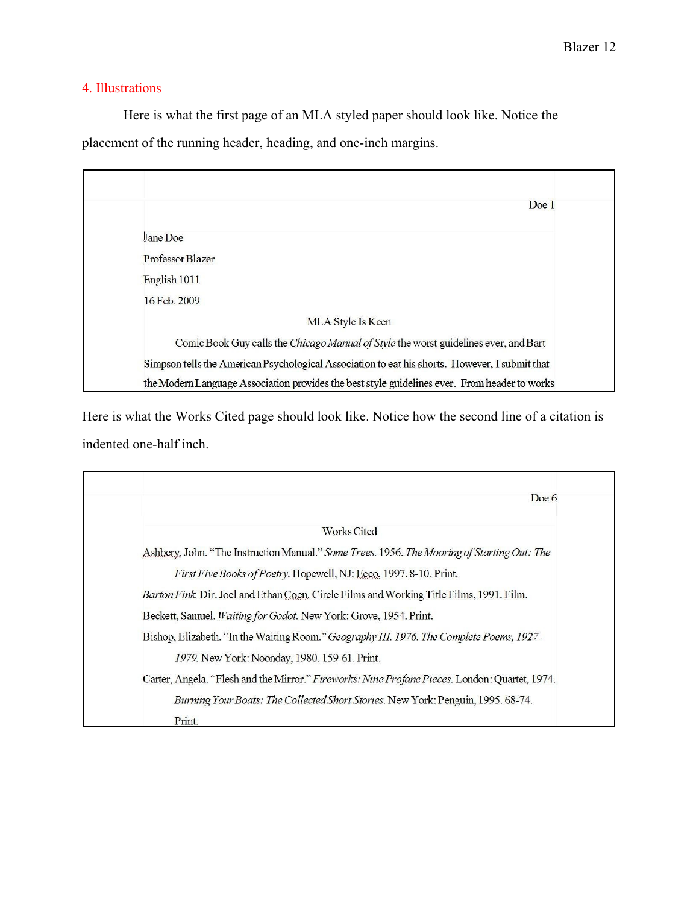## 4. Illustrations

Here is what the first page of an MLA styled paper should look like. Notice the placement of the running header, heading, and one-inch margins.

Doe 1

Jane Doe

Professor Blazer

English 1011

16 Feb. 2009

MLA Style Is Keen

Comic Book Guy calls the *Chicago Manual of Style* the worst guidelines ever, and Bart Simpson tells the American Psychological Association to eat his shorts. However, I submit that the Modern Language Association provides the best style guidelines ever. From header to works

Here is what the Works Cited page should look like. Notice how the second line of a citation is indented one-half inch.

Doe 6

Works Cited

Ashbery, John. "The Instruction Manual." *Some Trees.* 1956. *The Mooring of Starting Out: The First Five Books of Poetry.* Hopewell, NJ: Ecco, 1997. 8-10. Print.

*Barton Fink.* Dir. Joel and Ethan Coen. Circle Films and Working Title Films, 1991. Film.

Beckett, Samuel. *Waiting for Godot.* New York: Grove, 1954. Print.

Bishop, Elizabeth. "In the Waiting Room." *Geography III.* 1976. *The Complete Poems, 1927-1979.* New York: Noonday, 1980. 159-61. Print.

Carter, Angela. "Flesh and the Mirror." *Fireworks: Nine Profane Pieces.* London: Quartet, 1974. *Burning Your Boats: The Collected Short Stories.* New York: Penguin, 1995. 68-74. Print.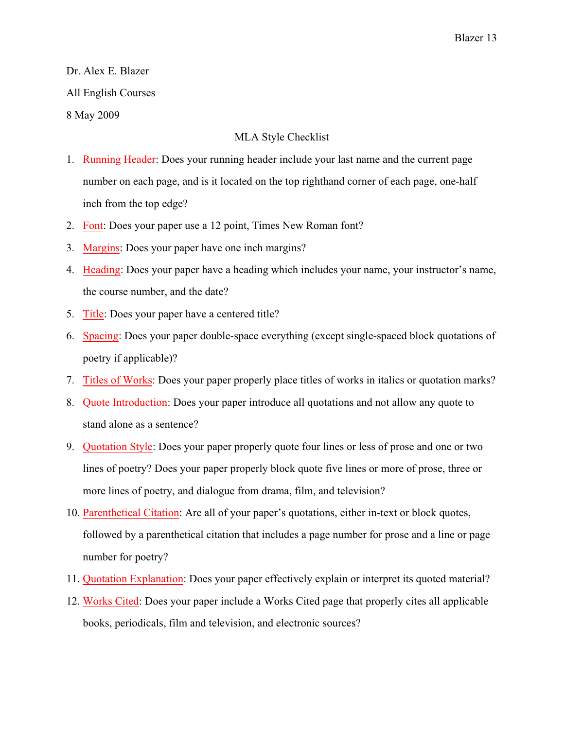Dr. Alex E. Blazer

All English Courses

8 May 2009

MLA Style Checklist

1. Running Header: Does your running header include your last name and the current page number on each page, and is it located on the top righthand corner of each page, one-half inch from the top edge?
2. Font: Does your paper use a 12 point, Times New Roman font?
3. Margins: Does your paper have one inch margins?
4. Heading: Does your paper have a heading which includes your name, your instructor's name, the course number, and the date?
5. Title: Does your paper have a centered title?
6. Spacing: Does your paper double-space everything (except single-spaced block quotations of poetry if applicable)?
7. Titles of Works: Does your paper properly place titles of works in italics or quotation marks?
8. Quote Introduction: Does your paper introduce all quotations and not allow any quote to stand alone as a sentence?
9. Quotation Style: Does your paper properly quote four lines or less of prose and one or two lines of poetry? Does your paper properly block quote five lines or more of prose, three or more lines of poetry, and dialogue from drama, film, and television?
10. Parenthetical Citation: Are all of your paper's quotations, either in-text or block quotes, followed by a parenthetical citation that includes a page number for prose and a line or page number for poetry?
11. Quotation Explanation: Does your paper effectively explain or interpret its quoted material?
12. Works Cited: Does your paper include a Works Cited page that properly cites all applicable books, periodicals, film and television, and electronic sources?